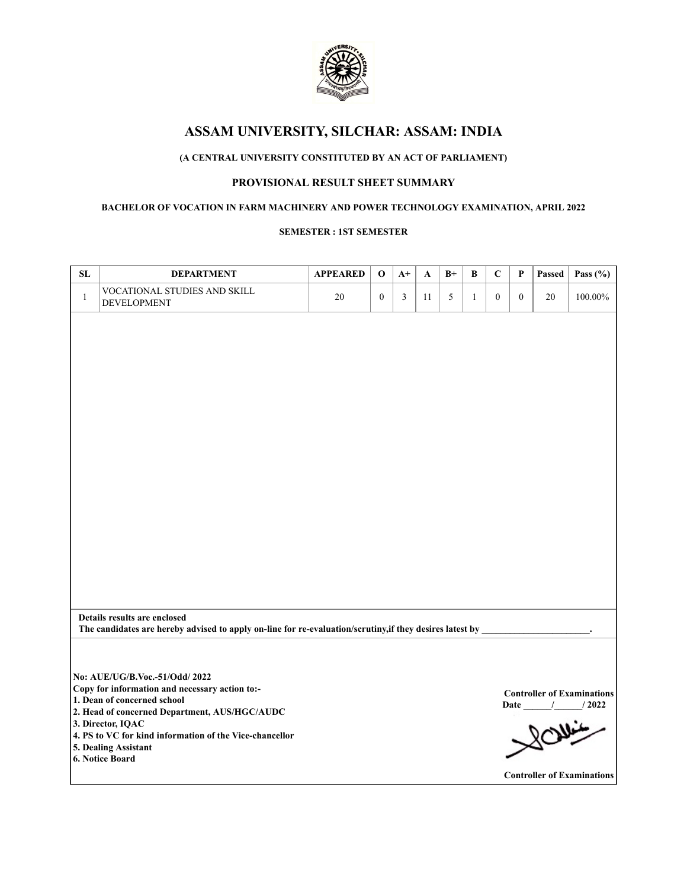# ASSAM UNIVERSITY, SILCHAR: ASSAM: INDIA

**(A CENTRAL UNIVERSITY CONSTITUTED BY AN ACT OF PARLIAMENT)**

**PROVISIONAL RESULT SHEET SUMMARY**

**BACHELOR OF VOCATION IN FARM MACHINERY AND POWER TECHNOLOGY EXAMINATION, APRIL 2022**

**SEMESTER : 1ST SEMESTER**

| SL | DEPARTMENT | APPEARED | O | A+ | A | B+ | B | C | P | Passed | Pass (%) |
|---|---|---|---|---|---|---|---|---|---|---|---|
| 1 | VOCATIONAL STUDIES AND SKILL DEVELOPMENT | 20 | 0 | 3 | 11 | 5 | 1 | 0 | 0 | 20 | 100.00% |

**Details results are enclosed**
**The candidates are hereby advised to apply on-line for re-evaluation/scrutiny,if they desires latest by \_\_\_\_\_\_\_\_\_\_\_\_\_\_\_\_\_\_\_\_\_\_\_.**

**No: AUE/UG/B.Voc.-51/Odd/ 2022**
**Copy for information and necessary action to:-**
**1. Dean of concerned school**
**2. Head of concerned Department, AUS/HGC/AUDC**
**3. Director, IQAC**
**4. PS to VC for kind information of the Vice-chancellor**
**5. Dealing Assistant**
**6. Notice Board**

**Controller of Examinations**
**Date \_\_\_\_\_\_/\_\_\_\_\_\_/ 2022**

**Controller of Examinations**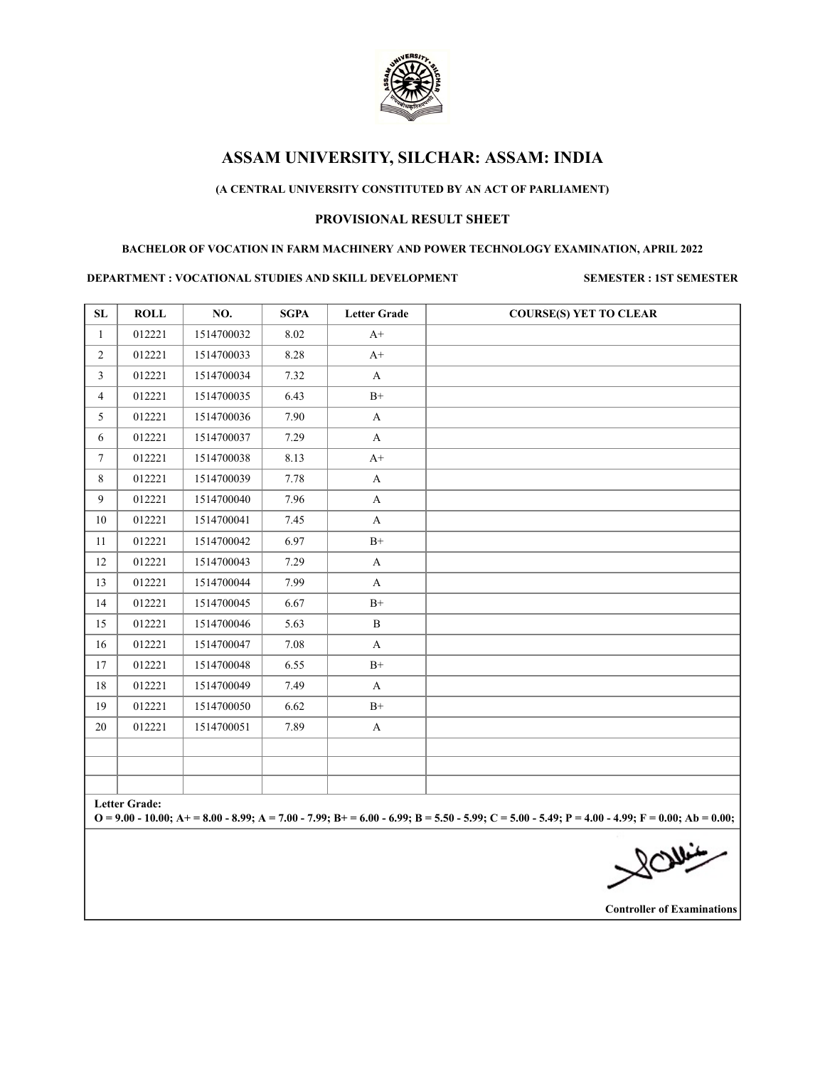# ASSAM UNIVERSITY, SILCHAR: ASSAM: INDIA

**(A CENTRAL UNIVERSITY CONSTITUTED BY AN ACT OF PARLIAMENT)**

**PROVISIONAL RESULT SHEET**

**BACHELOR OF VOCATION IN FARM MACHINERY AND POWER TECHNOLOGY EXAMINATION, APRIL 2022**

**DEPARTMENT : VOCATIONAL STUDIES AND SKILL DEVELOPMENT** **SEMESTER : 1ST SEMESTER**

| SL | ROLL | NO. | SGPA | Letter Grade | COURSE(S) YET TO CLEAR |
|---|---|---|---|---|---|
| 1 | 012221 | 1514700032 | 8.02 | A+ | |
| 2 | 012221 | 1514700033 | 8.28 | A+ | |
| 3 | 012221 | 1514700034 | 7.32 | A | |
| 4 | 012221 | 1514700035 | 6.43 | B+ | |
| 5 | 012221 | 1514700036 | 7.90 | A | |
| 6 | 012221 | 1514700037 | 7.29 | A | |
| 7 | 012221 | 1514700038 | 8.13 | A+ | |
| 8 | 012221 | 1514700039 | 7.78 | A | |
| 9 | 012221 | 1514700040 | 7.96 | A | |
| 10 | 012221 | 1514700041 | 7.45 | A | |
| 11 | 012221 | 1514700042 | 6.97 | B+ | |
| 12 | 012221 | 1514700043 | 7.29 | A | |
| 13 | 012221 | 1514700044 | 7.99 | A | |
| 14 | 012221 | 1514700045 | 6.67 | B+ | |
| 15 | 012221 | 1514700046 | 5.63 | B | |
| 16 | 012221 | 1514700047 | 7.08 | A | |
| 17 | 012221 | 1514700048 | 6.55 | B+ | |
| 18 | 012221 | 1514700049 | 7.49 | A | |
| 19 | 012221 | 1514700050 | 6.62 | B+ | |
| 20 | 012221 | 1514700051 | 7.89 | A | |
| | | | | | |
| | | | | | |
| | | | | | |

**Letter Grade:**
**O = 9.00 - 10.00; A+ = 8.00 - 8.99; A = 7.00 - 7.99; B+ = 6.00 - 6.99; B = 5.50 - 5.99; C = 5.00 - 5.49; P = 4.00 - 4.99; F = 0.00; Ab = 0.00;**

**Controller of Examinations**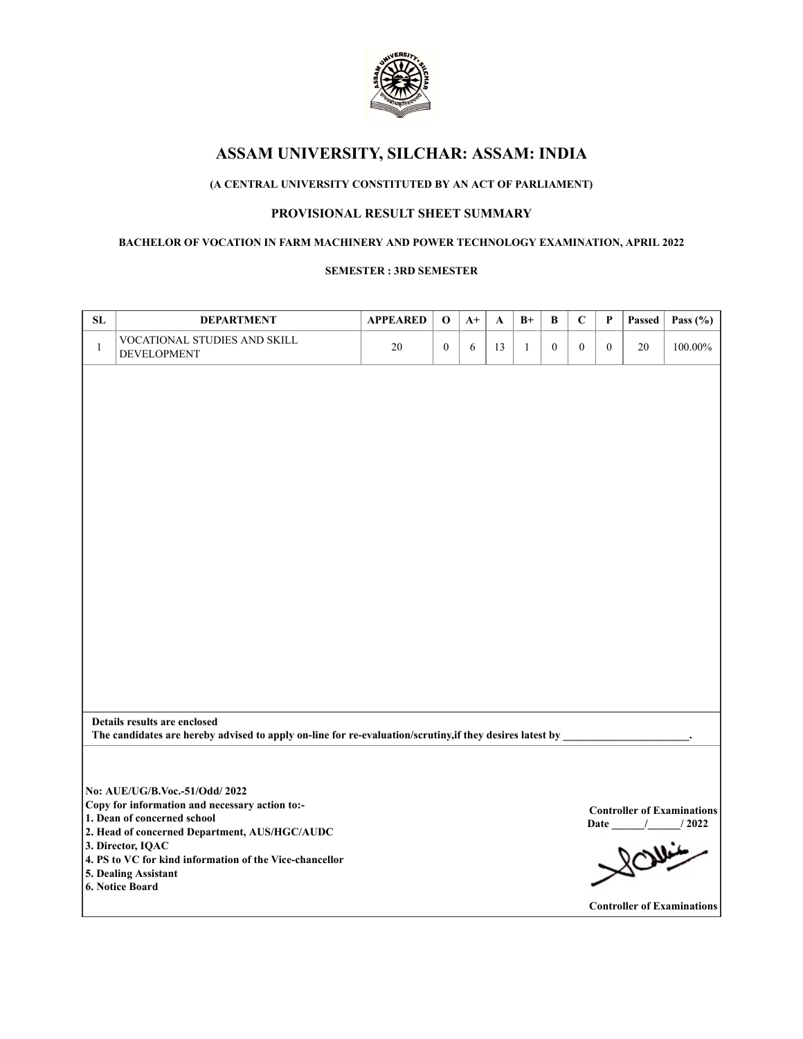# ASSAM UNIVERSITY, SILCHAR: ASSAM: INDIA

**(A CENTRAL UNIVERSITY CONSTITUTED BY AN ACT OF PARLIAMENT)**

## PROVISIONAL RESULT SHEET SUMMARY

**BACHELOR OF VOCATION IN FARM MACHINERY AND POWER TECHNOLOGY EXAMINATION, APRIL 2022**

**SEMESTER : 3RD SEMESTER**

| SL | DEPARTMENT | APPEARED | O | A+ | A | B+ | B | C | P | Passed | Pass (%) |
|---|---|---|---|---|---|---|---|---|---|---|---|
| 1 | VOCATIONAL STUDIES AND SKILL DEVELOPMENT | 20 | 0 | 6 | 13 | 1 | 0 | 0 | 0 | 20 | 100.00% |

**Details results are enclosed**
**The candidates are hereby advised to apply on-line for re-evaluation/scrutiny,if they desires latest by \_\_\_\_\_\_\_\_\_\_\_\_\_\_\_\_\_\_\_\_\_\_\_.**

**No: AUE/UG/B.Voc.-51/Odd/ 2022**
**Copy for information and necessary action to:-**
**1. Dean of concerned school**
**2. Head of concerned Department, AUS/HGC/AUDC**
**3. Director, IQAC**
**4. PS to VC for kind information of the Vice-chancellor**
**5. Dealing Assistant**
**6. Notice Board**

**Controller of Examinations**
**Date \_\_\_\_\_\_/\_\_\_\_\_\_/ 2022**

**Controller of Examinations**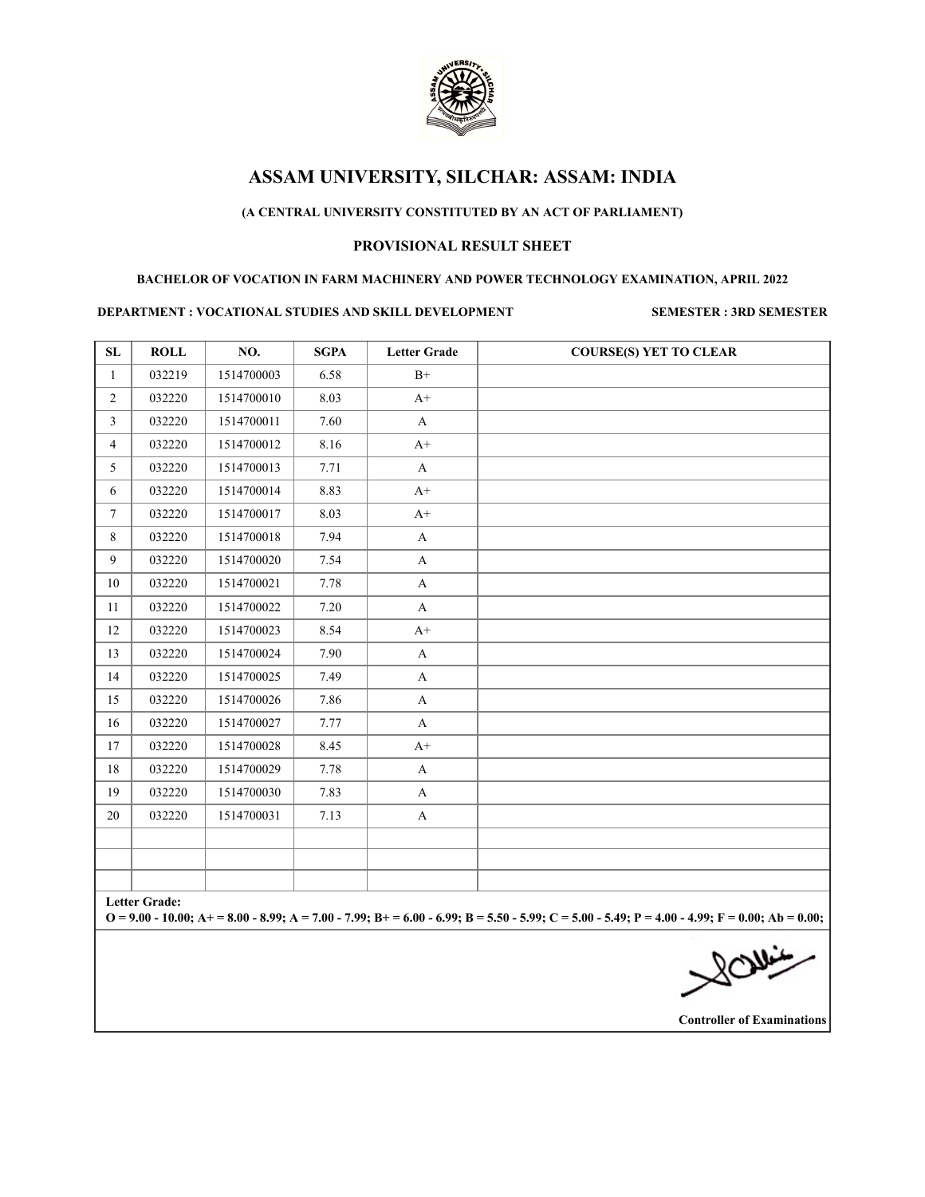# ASSAM UNIVERSITY, SILCHAR: ASSAM: INDIA

**(A CENTRAL UNIVERSITY CONSTITUTED BY AN ACT OF PARLIAMENT)**

**PROVISIONAL RESULT SHEET**

**BACHELOR OF VOCATION IN FARM MACHINERY AND POWER TECHNOLOGY EXAMINATION, APRIL 2022**

**DEPARTMENT : VOCATIONAL STUDIES AND SKILL DEVELOPMENT** **SEMESTER : 3RD SEMESTER**

| SL | ROLL | NO. | SGPA | Letter Grade | COURSE(S) YET TO CLEAR |
|---|---|---|---|---|---|
| 1 | 032219 | 1514700003 | 6.58 | B+ | |
| 2 | 032220 | 1514700010 | 8.03 | A+ | |
| 3 | 032220 | 1514700011 | 7.60 | A | |
| 4 | 032220 | 1514700012 | 8.16 | A+ | |
| 5 | 032220 | 1514700013 | 7.71 | A | |
| 6 | 032220 | 1514700014 | 8.83 | A+ | |
| 7 | 032220 | 1514700017 | 8.03 | A+ | |
| 8 | 032220 | 1514700018 | 7.94 | A | |
| 9 | 032220 | 1514700020 | 7.54 | A | |
| 10 | 032220 | 1514700021 | 7.78 | A | |
| 11 | 032220 | 1514700022 | 7.20 | A | |
| 12 | 032220 | 1514700023 | 8.54 | A+ | |
| 13 | 032220 | 1514700024 | 7.90 | A | |
| 14 | 032220 | 1514700025 | 7.49 | A | |
| 15 | 032220 | 1514700026 | 7.86 | A | |
| 16 | 032220 | 1514700027 | 7.77 | A | |
| 17 | 032220 | 1514700028 | 8.45 | A+ | |
| 18 | 032220 | 1514700029 | 7.78 | A | |
| 19 | 032220 | 1514700030 | 7.83 | A | |
| 20 | 032220 | 1514700031 | 7.13 | A | |
| | | | | | |
| | | | | | |
| | | | | | |

**Letter Grade:**
**O = 9.00 - 10.00; A+ = 8.00 - 8.99; A = 7.00 - 7.99; B+ = 6.00 - 6.99; B = 5.50 - 5.99; C = 5.00 - 5.49; P = 4.00 - 4.99; F = 0.00; Ab = 0.00;**

**Controller of Examinations**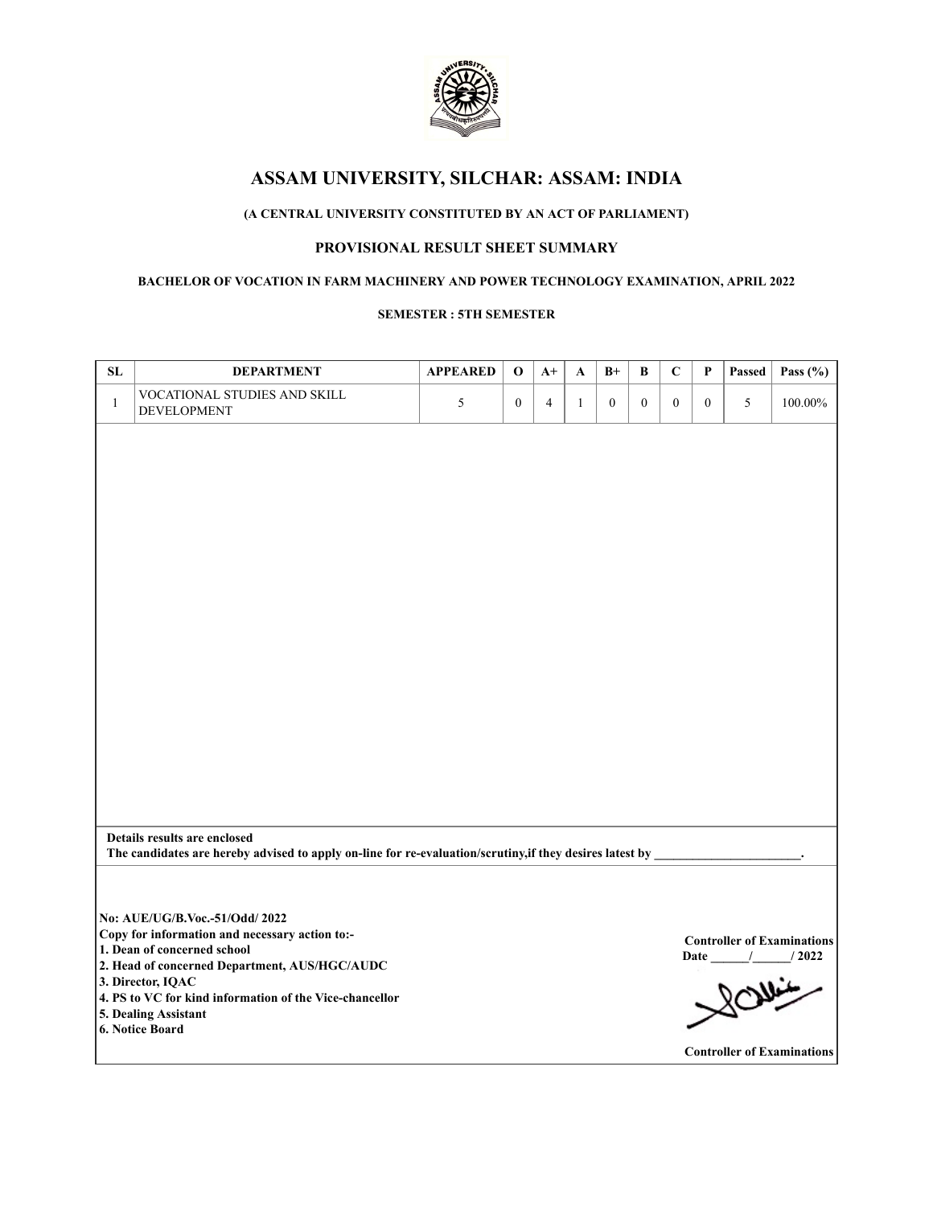# ASSAM UNIVERSITY, SILCHAR: ASSAM: INDIA

**(A CENTRAL UNIVERSITY CONSTITUTED BY AN ACT OF PARLIAMENT)**

## PROVISIONAL RESULT SHEET SUMMARY

**BACHELOR OF VOCATION IN FARM MACHINERY AND POWER TECHNOLOGY EXAMINATION, APRIL 2022**

**SEMESTER : 5TH SEMESTER**

| SL | DEPARTMENT | APPEARED | O | A+ | A | B+ | B | C | P | Passed | Pass (%) |
|---|---|---|---|---|---|---|---|---|---|---|---|
| 1 | VOCATIONAL STUDIES AND SKILL DEVELOPMENT | 5 | 0 | 4 | 1 | 0 | 0 | 0 | 0 | 5 | 100.00% |

**Details results are enclosed**
**The candidates are hereby advised to apply on-line for re-evaluation/scrutiny,if they desires latest by \_\_\_\_\_\_\_\_\_\_\_\_\_\_\_\_\_\_\_\_\_\_\_.**

**No: AUE/UG/B.Voc.-51/Odd/ 2022**
**Copy for information and necessary action to:-**
**1. Dean of concerned school**
**2. Head of concerned Department, AUS/HGC/AUDC**
**3. Director, IQAC**
**4. PS to VC for kind information of the Vice-chancellor**
**5. Dealing Assistant**
**6. Notice Board**

**Controller of Examinations**
**Date \_\_\_\_\_\_/\_\_\_\_\_\_/ 2022**

**Controller of Examinations**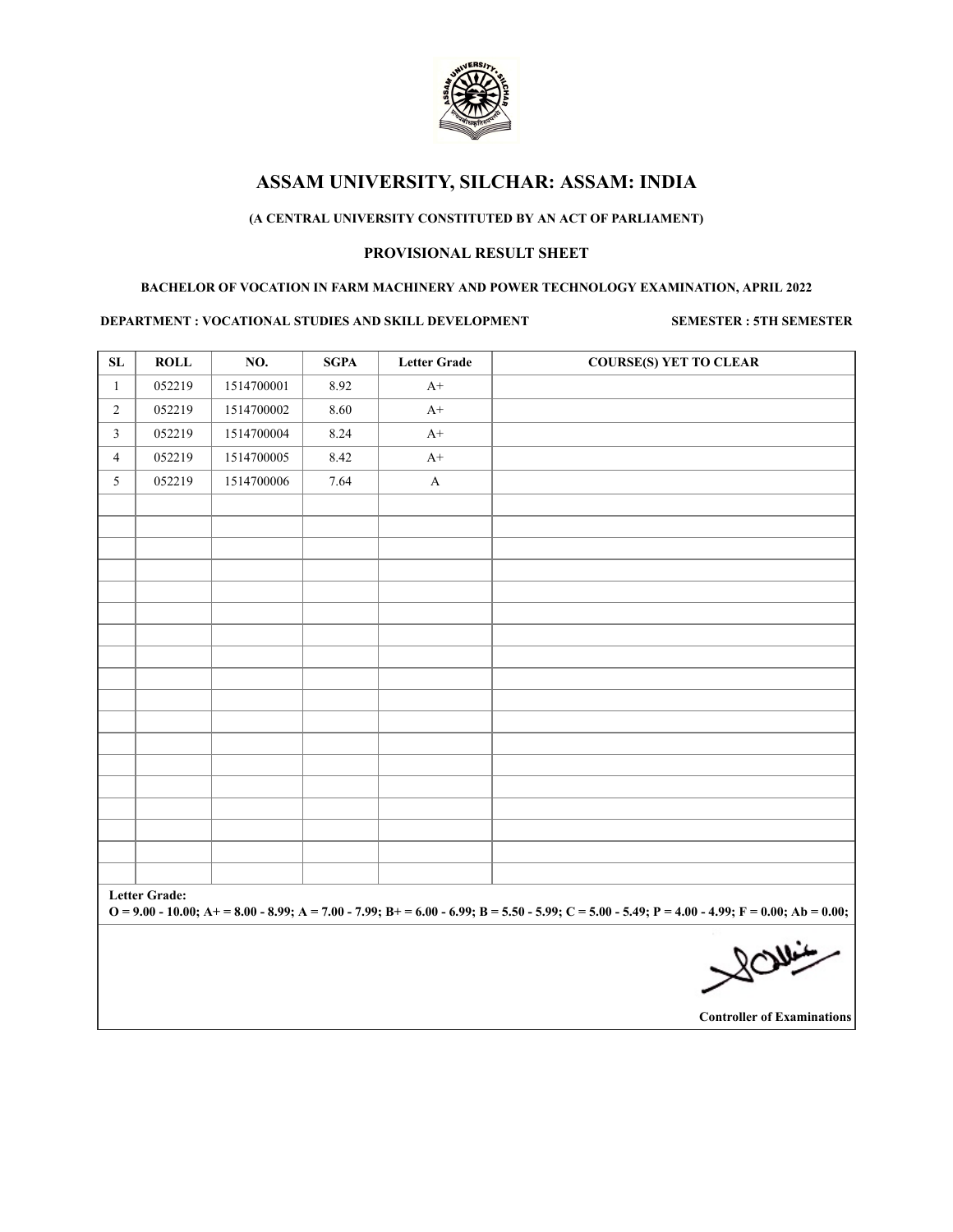# ASSAM UNIVERSITY, SILCHAR: ASSAM: INDIA

**(A CENTRAL UNIVERSITY CONSTITUTED BY AN ACT OF PARLIAMENT)**

**PROVISIONAL RESULT SHEET**

**BACHELOR OF VOCATION IN FARM MACHINERY AND POWER TECHNOLOGY EXAMINATION, APRIL 2022**

**DEPARTMENT : VOCATIONAL STUDIES AND SKILL DEVELOPMENT** **SEMESTER : 5TH SEMESTER**

| SL | ROLL | NO. | SGPA | Letter Grade | COURSE(S) YET TO CLEAR |
|---|---|---|---|---|---|
| 1 | 052219 | 1514700001 | 8.92 | A+ | |
| 2 | 052219 | 1514700002 | 8.60 | A+ | |
| 3 | 052219 | 1514700004 | 8.24 | A+ | |
| 4 | 052219 | 1514700005 | 8.42 | A+ | |
| 5 | 052219 | 1514700006 | 7.64 | A | |

**Letter Grade:**
**O = 9.00 - 10.00; A+ = 8.00 - 8.99; A = 7.00 - 7.99; B+ = 6.00 - 6.99; B = 5.50 - 5.99; C = 5.00 - 5.49; P = 4.00 - 4.99; F = 0.00; Ab = 0.00;**

**Controller of Examinations**